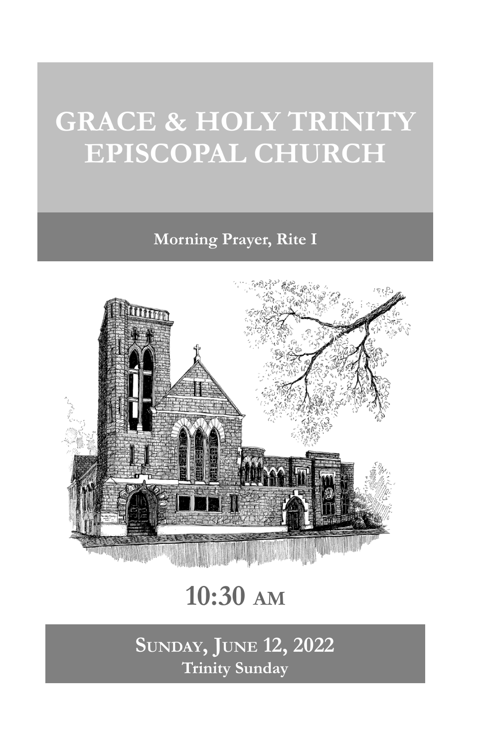# GRACE & HOLY TRINITY EPISCOPAL CHURCH

## Morning Prayer, Rite I

## 10:30 AM

## SUNDAY, JUNE 12, 2022

**Trinity Sunday**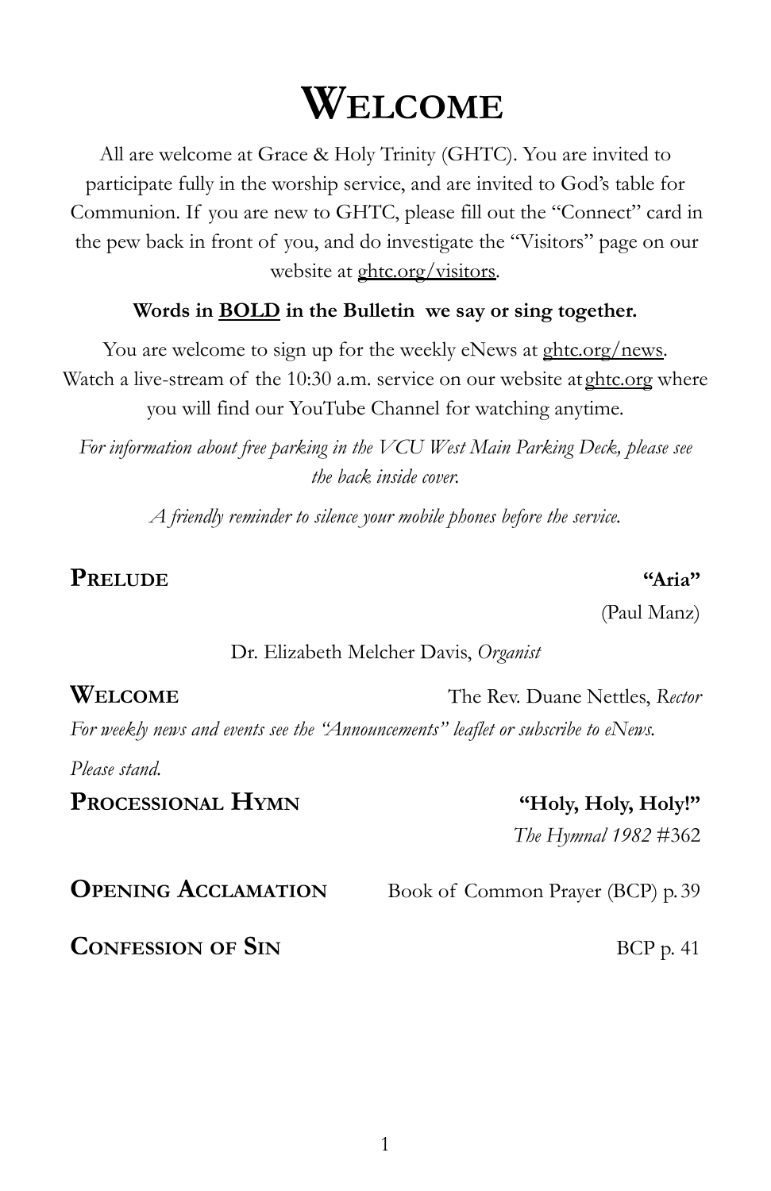# Welcome

All are welcome at Grace & Holy Trinity (GHTC). You are invited to participate fully in the worship service, and are invited to God's table for Communion. If you are new to GHTC, please fill out the "Connect" card in the pew back in front of you, and do investigate the "Visitors" page on our website at ghtc.org/visitors.

**Words in BOLD in the Bulletin we say or sing together.**

You are welcome to sign up for the weekly eNews at ghtc.org/news. Watch a live-stream of the 10:30 a.m. service on our website at ghtc.org where you will find our YouTube Channel for watching anytime.

*For information about free parking in the VCU West Main Parking Deck, please see the back inside cover.*

*A friendly reminder to silence your mobile phones before the service.*

**Prelude** **"Aria"**
(Paul Manz)

Dr. Elizabeth Melcher Davis, *Organist*

**Welcome** The Rev. Duane Nettles, *Rector*

*For weekly news and events see the "Announcements" leaflet or subscribe to eNews.*

*Please stand.*

**Processional Hymn** **"Holy, Holy, Holy!"**
*The Hymnal 1982* #362

**Opening Acclamation** Book of Common Prayer (BCP) p. 39

**Confession of Sin** BCP p. 41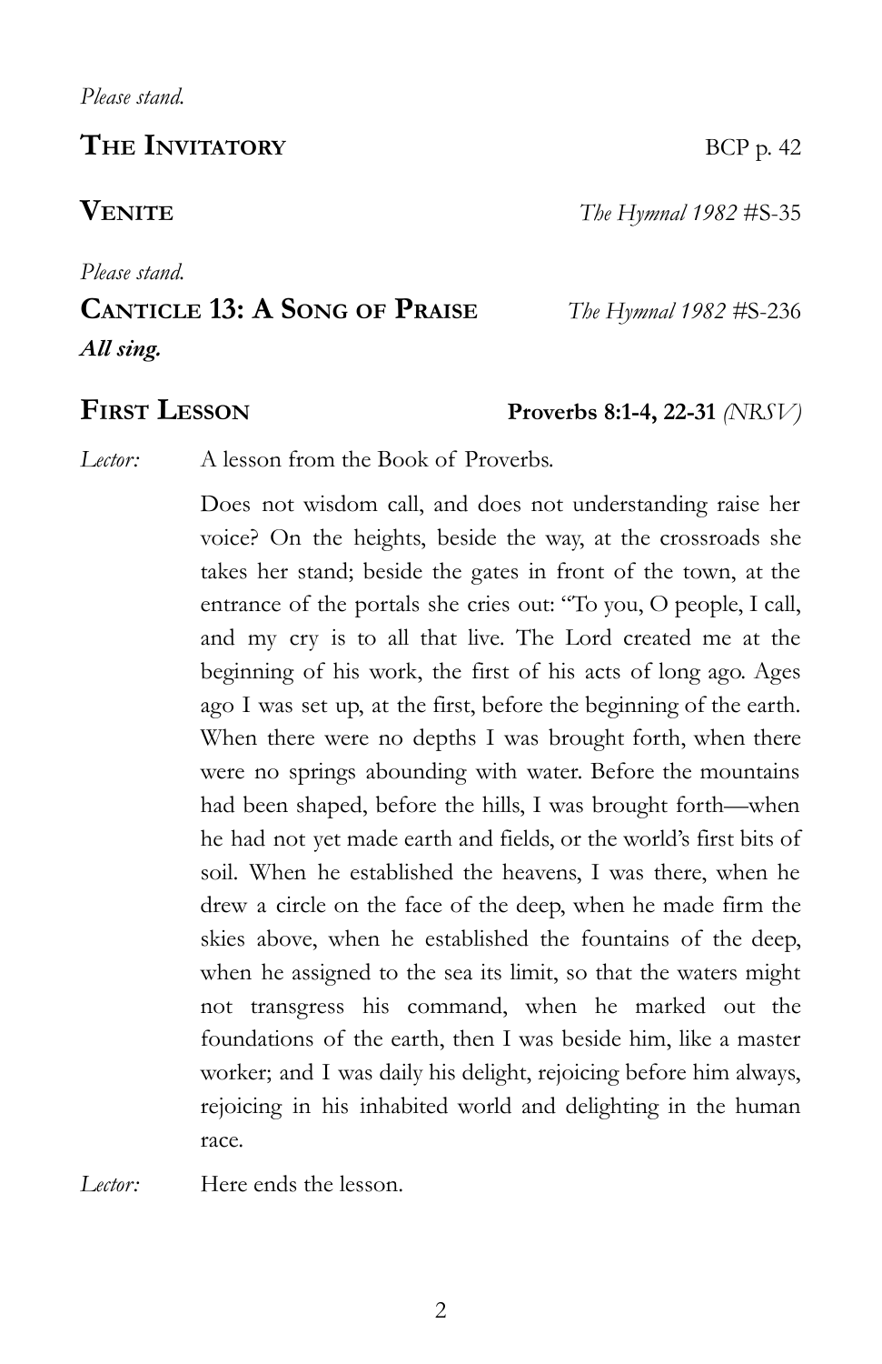*Please stand.*

## The Invitatory

BCP p. 42

## Venite

*The Hymnal 1982* #S-35

*Please stand.*

## Canticle 13: A Song of Praise

*The Hymnal 1982* #S-236

***All sing.***

## First Lesson

**Proverbs 8:1-4, 22-31** *(NRSV)*

*Lector:* A lesson from the Book of Proverbs.

Does not wisdom call, and does not understanding raise her voice? On the heights, beside the way, at the crossroads she takes her stand; beside the gates in front of the town, at the entrance of the portals she cries out: "To you, O people, I call, and my cry is to all that live. The Lord created me at the beginning of his work, the first of his acts of long ago. Ages ago I was set up, at the first, before the beginning of the earth. When there were no depths I was brought forth, when there were no springs abounding with water. Before the mountains had been shaped, before the hills, I was brought forth—when he had not yet made earth and fields, or the world's first bits of soil. When he established the heavens, I was there, when he drew a circle on the face of the deep, when he made firm the skies above, when he established the fountains of the deep, when he assigned to the sea its limit, so that the waters might not transgress his command, when he marked out the foundations of the earth, then I was beside him, like a master worker; and I was daily his delight, rejoicing before him always, rejoicing in his inhabited world and delighting in the human race.

*Lector:* Here ends the lesson.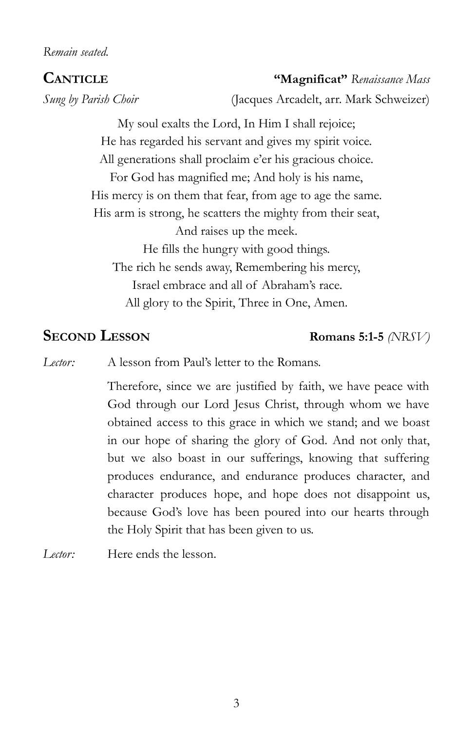*Remain seated.*

## CANTICLE

**"Magnificat"** *Renaissance Mass*

*Sung by Parish Choir* (Jacques Arcadelt, arr. Mark Schweizer)

My soul exalts the Lord, In Him I shall rejoice;
He has regarded his servant and gives my spirit voice.
All generations shall proclaim e'er his gracious choice.
For God has magnified me; And holy is his name,
His mercy is on them that fear, from age to age the same.
His arm is strong, he scatters the mighty from their seat,
And raises up the meek.
He fills the hungry with good things.
The rich he sends away, Remembering his mercy,
Israel embrace and all of Abraham's race.
All glory to the Spirit, Three in One, Amen.

## SECOND LESSON

**Romans 5:1-5** *(NRSV)*

*Lector:* A lesson from Paul's letter to the Romans.

Therefore, since we are justified by faith, we have peace with God through our Lord Jesus Christ, through whom we have obtained access to this grace in which we stand; and we boast in our hope of sharing the glory of God. And not only that, but we also boast in our sufferings, knowing that suffering produces endurance, and endurance produces character, and character produces hope, and hope does not disappoint us, because God's love has been poured into our hearts through the Holy Spirit that has been given to us.

*Lector:* Here ends the lesson.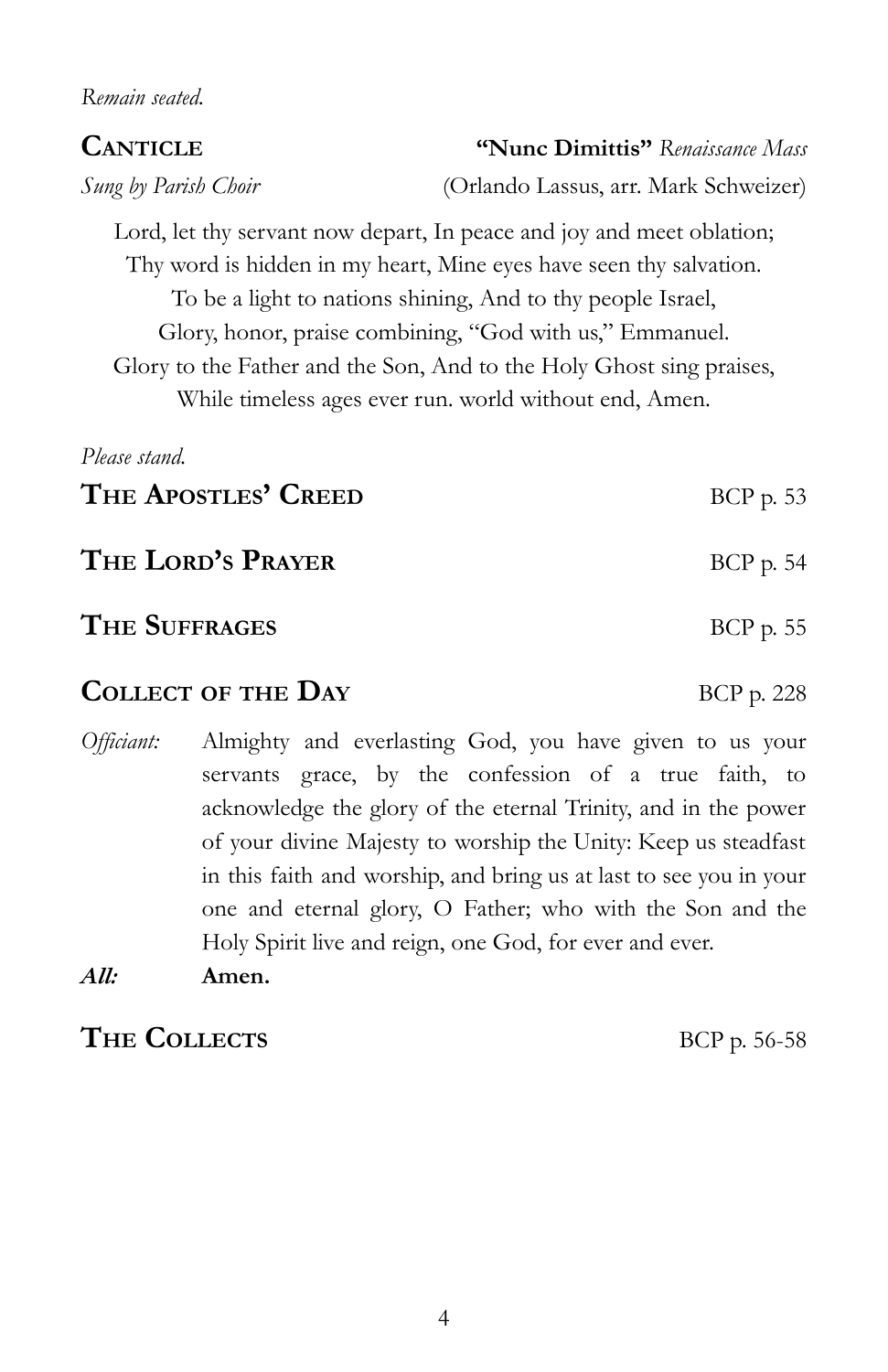*Remain seated.*

## Canticle

**"Nunc Dimittis"** *Renaissance Mass*

*Sung by Parish Choir* (Orlando Lassus, arr. Mark Schweizer)

Lord, let thy servant now depart, In peace and joy and meet oblation;
Thy word is hidden in my heart, Mine eyes have seen thy salvation.
To be a light to nations shining, And to thy people Israel,
Glory, honor, praise combining, "God with us," Emmanuel.
Glory to the Father and the Son, And to the Holy Ghost sing praises,
While timeless ages ever run. world without end, Amen.

*Please stand.*

## The Apostles' Creed

BCP p. 53

## The Lord's Prayer

BCP p. 54

## The Suffrages

BCP p. 55

## Collect of the Day

BCP p. 228

*Officiant:* Almighty and everlasting God, you have given to us your servants grace, by the confession of a true faith, to acknowledge the glory of the eternal Trinity, and in the power of your divine Majesty to worship the Unity: Keep us steadfast in this faith and worship, and bring us at last to see you in your one and eternal glory, O Father; who with the Son and the Holy Spirit live and reign, one God, for ever and ever.

***All:*** **Amen.**

## The Collects

BCP p. 56-58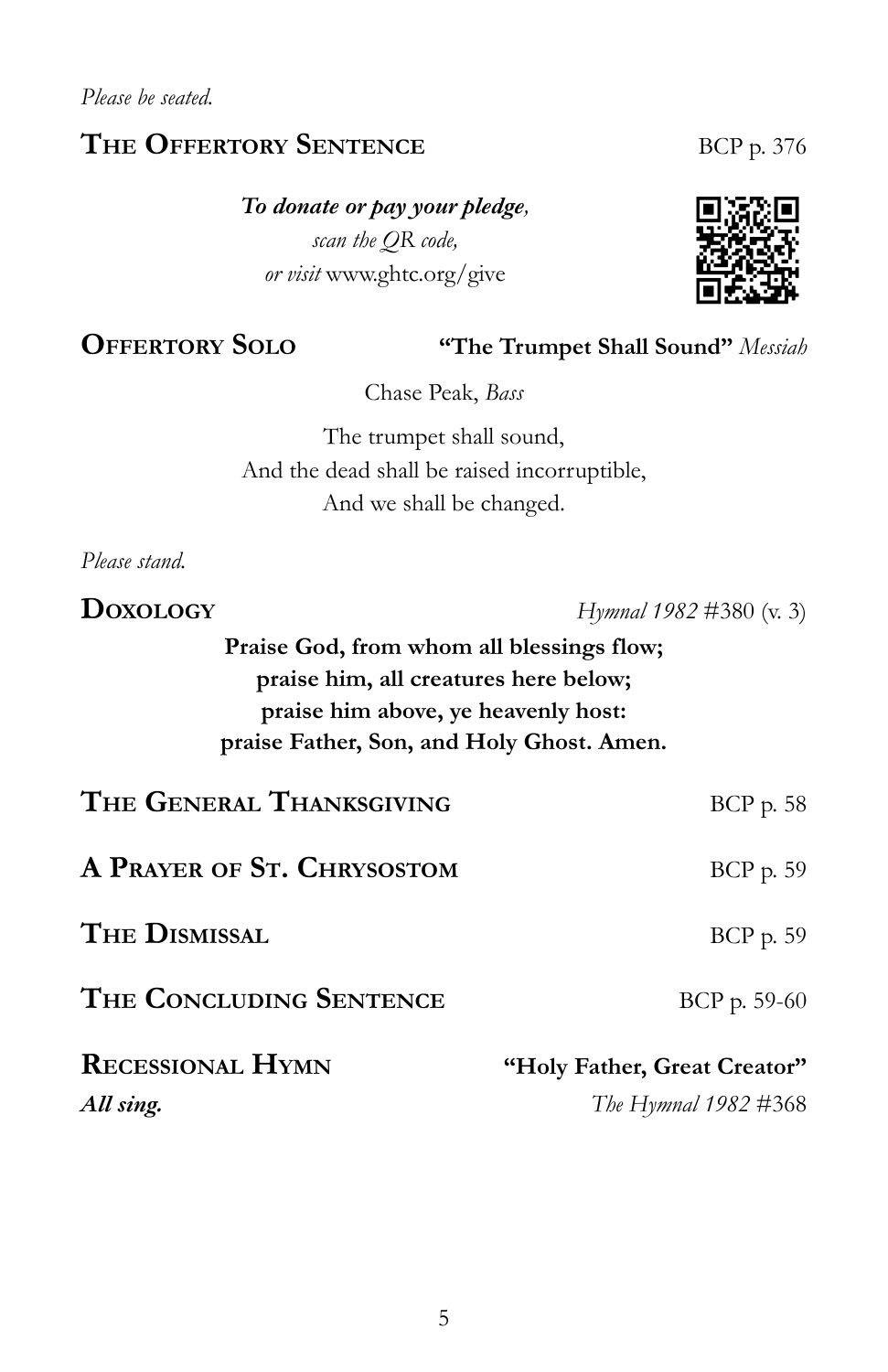*Please be seated.*

## THE OFFERTORY SENTENCE

BCP p. 376

***To donate or pay your pledge,***
*scan the QR code,*
*or visit* www.ghtc.org/give

## OFFERTORY SOLO

**"The Trumpet Shall Sound"** *Messiah*

Chase Peak, *Bass*

The trumpet shall sound,
And the dead shall be raised incorruptible,
And we shall be changed.

*Please stand.*

## DOXOLOGY

*Hymnal 1982* #380 (v. 3)

**Praise God, from whom all blessings flow;**
**praise him, all creatures here below;**
**praise him above, ye heavenly host:**
**praise Father, Son, and Holy Ghost. Amen.**

## THE GENERAL THANKSGIVING

BCP p. 58

## A PRAYER OF ST. CHRYSOSTOM

BCP p. 59

## THE DISMISSAL

BCP p. 59

## THE CONCLUDING SENTENCE

BCP p. 59-60

## RECESSIONAL HYMN

**"Holy Father, Great Creator"**

***All sing.***

*The Hymnal 1982* #368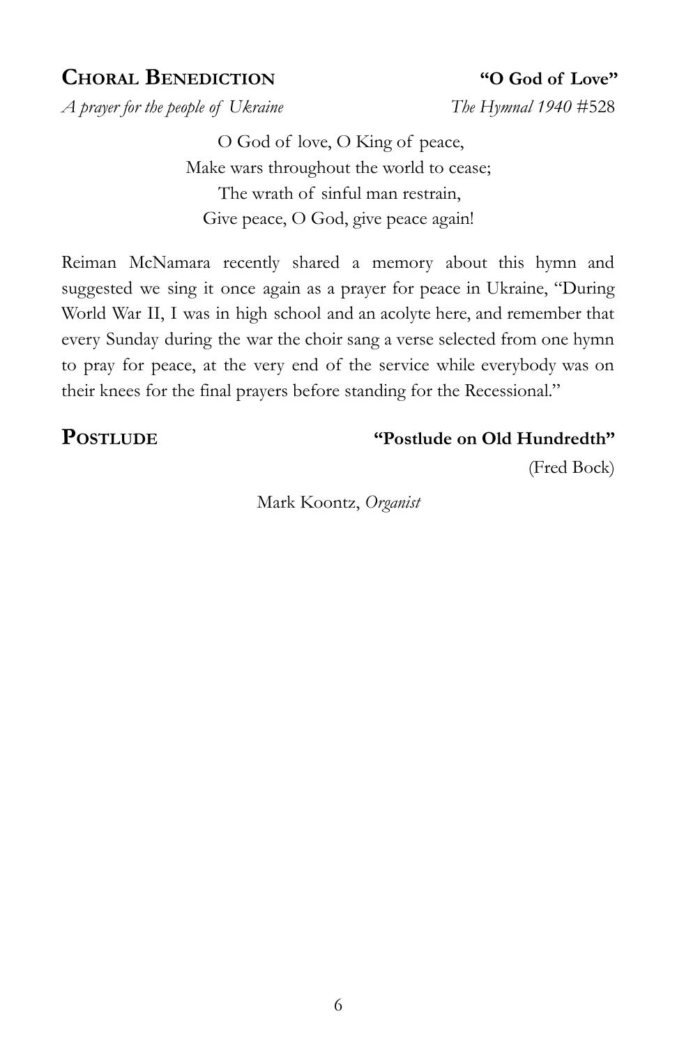## Choral Benediction — "O God of Love"

*A prayer for the people of Ukraine* — *The Hymnal 1940* #528

O God of love, O King of peace,
Make wars throughout the world to cease;
The wrath of sinful man restrain,
Give peace, O God, give peace again!

Reiman McNamara recently shared a memory about this hymn and suggested we sing it once again as a prayer for peace in Ukraine, "During World War II, I was in high school and an acolyte here, and remember that every Sunday during the war the choir sang a verse selected from one hymn to pray for peace, at the very end of the service while everybody was on their knees for the final prayers before standing for the Recessional."

## Postlude — "Postlude on Old Hundredth"

(Fred Bock)

Mark Koontz, *Organist*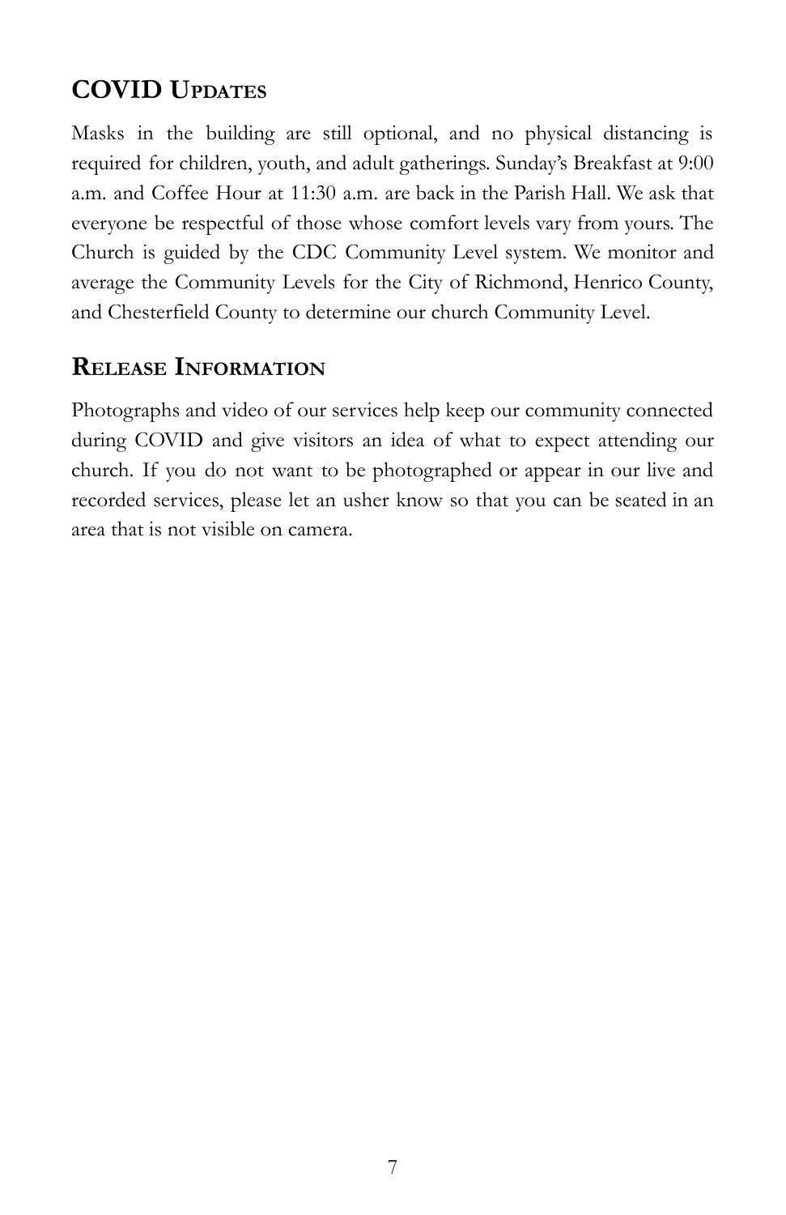## COVID Updates

Masks in the building are still optional, and no physical distancing is required for children, youth, and adult gatherings. Sunday's Breakfast at 9:00 a.m. and Coffee Hour at 11:30 a.m. are back in the Parish Hall. We ask that everyone be respectful of those whose comfort levels vary from yours. The Church is guided by the CDC Community Level system. We monitor and average the Community Levels for the City of Richmond, Henrico County, and Chesterfield County to determine our church Community Level.

## Release Information

Photographs and video of our services help keep our community connected during COVID and give visitors an idea of what to expect attending our church. If you do not want to be photographed or appear in our live and recorded services, please let an usher know so that you can be seated in an area that is not visible on camera.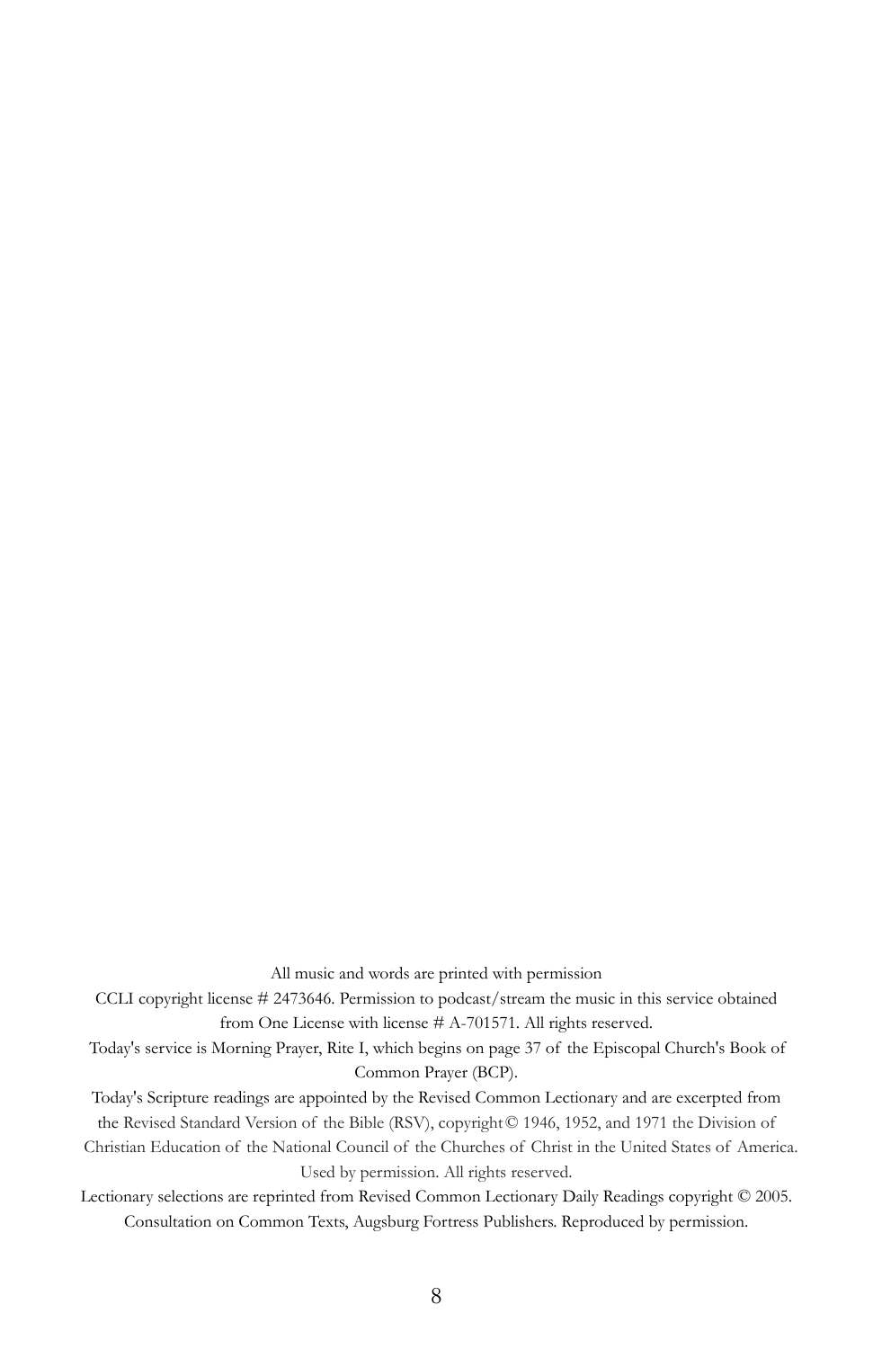All music and words are printed with permission

CCLI copyright license # 2473646. Permission to podcast/stream the music in this service obtained from One License with license # A-701571. All rights reserved.

Today's service is Morning Prayer, Rite I, which begins on page 37 of the Episcopal Church's Book of Common Prayer (BCP).

Today's Scripture readings are appointed by the Revised Common Lectionary and are excerpted from the Revised Standard Version of the Bible (RSV), copyright © 1946, 1952, and 1971 the Division of Christian Education of the National Council of the Churches of Christ in the United States of America. Used by permission. All rights reserved.

Lectionary selections are reprinted from Revised Common Lectionary Daily Readings copyright © 2005. Consultation on Common Texts, Augsburg Fortress Publishers. Reproduced by permission.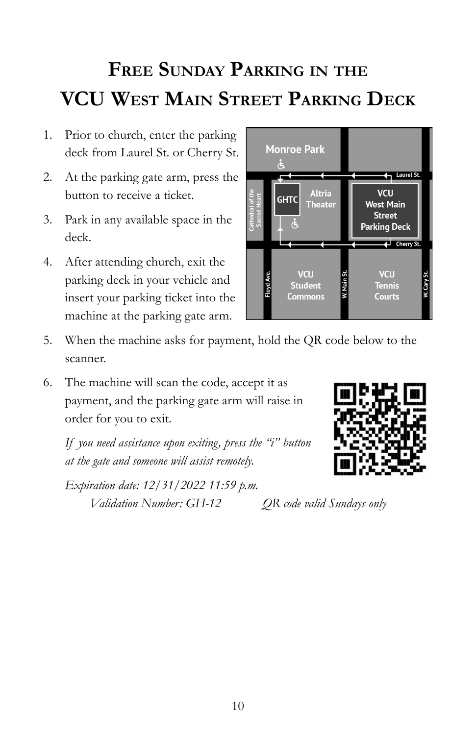# Free Sunday Parking in the VCU West Main Street Parking Deck

1. Prior to church, enter the parking deck from Laurel St. or Cherry St.
2. At the parking gate arm, press the button to receive a ticket.
3. Park in any available space in the deck.
4. After attending church, exit the parking deck in your vehicle and insert your parking ticket into the machine at the parking gate arm.

Monroe Park
Laurel St.
Cathedral of the Sacred Heart
GHTC
Altria Theater
VCU West Main Street Parking Deck
Cherry St.
Floyd Ave.
VCU Student Commons
W. Main St.
VCU Tennis Courts
W. Cary St.

5. When the machine asks for payment, hold the QR code below to the scanner.
6. The machine will scan the code, accept it as payment, and the parking gate arm will raise in order for you to exit.

   *If you need assistance upon exiting, press the "i" button at the gate and someone will assist remotely.*

   *Expiration date: 12/31/2022 11:59 p.m.*

   *Validation Number: GH-12*

   *QR code valid Sundays only*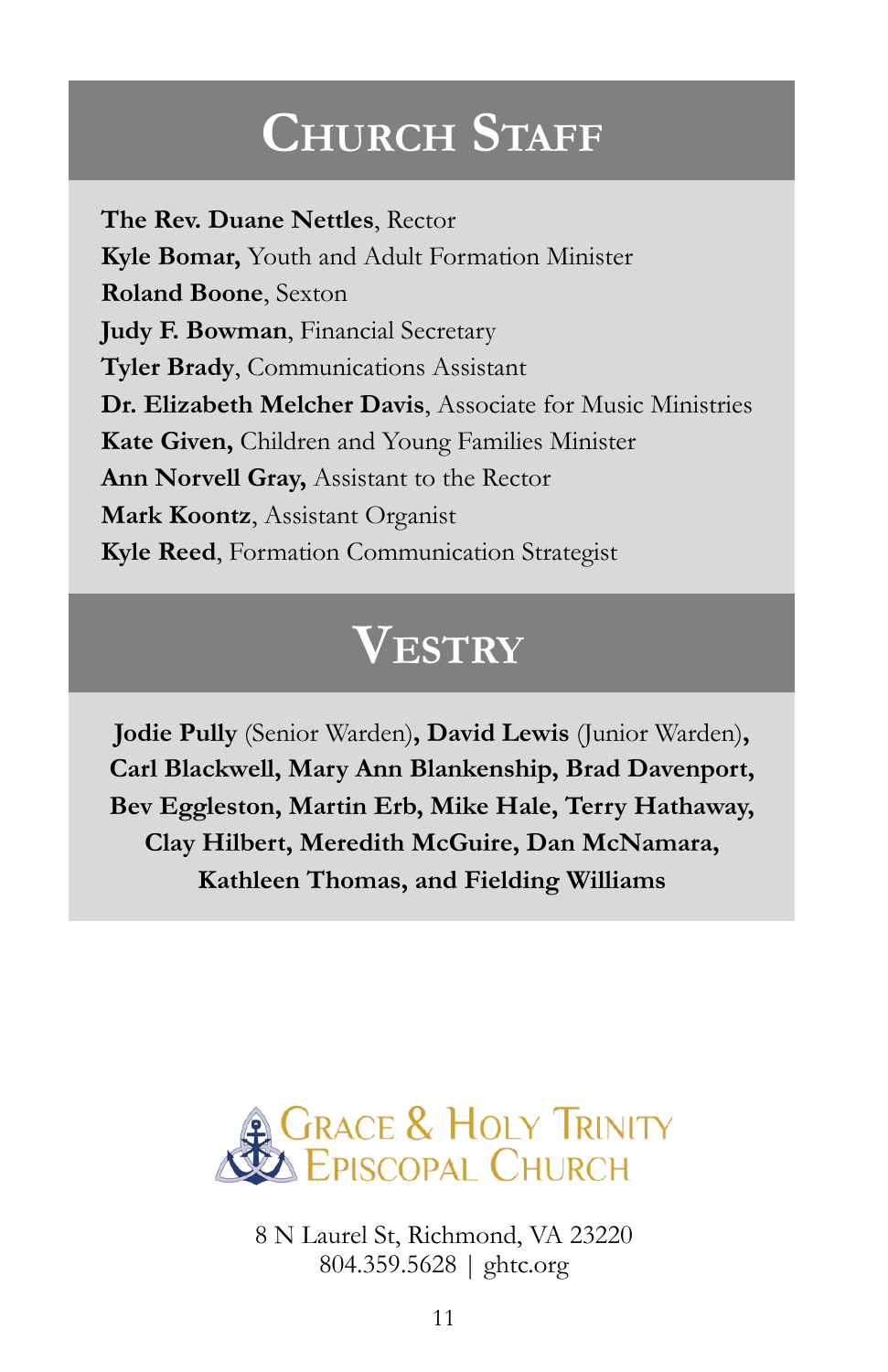# Church Staff

**The Rev. Duane Nettles**, Rector
**Kyle Bomar,** Youth and Adult Formation Minister
**Roland Boone**, Sexton
**Judy F. Bowman**, Financial Secretary
**Tyler Brady**, Communications Assistant
**Dr. Elizabeth Melcher Davis**, Associate for Music Ministries
**Kate Given,** Children and Young Families Minister
**Ann Norvell Gray,** Assistant to the Rector
**Mark Koontz**, Assistant Organist
**Kyle Reed**, Formation Communication Strategist

# Vestry

**Jodie Pully** (Senior Warden)**, David Lewis** (Junior Warden)**, Carl Blackwell, Mary Ann Blankenship, Brad Davenport, Bev Eggleston, Martin Erb, Mike Hale, Terry Hathaway, Clay Hilbert, Meredith McGuire, Dan McNamara, Kathleen Thomas, and Fielding Williams**

Grace & Holy Trinity
Episcopal Church

8 N Laurel St, Richmond, VA 23220
804.359.5628 | ghtc.org